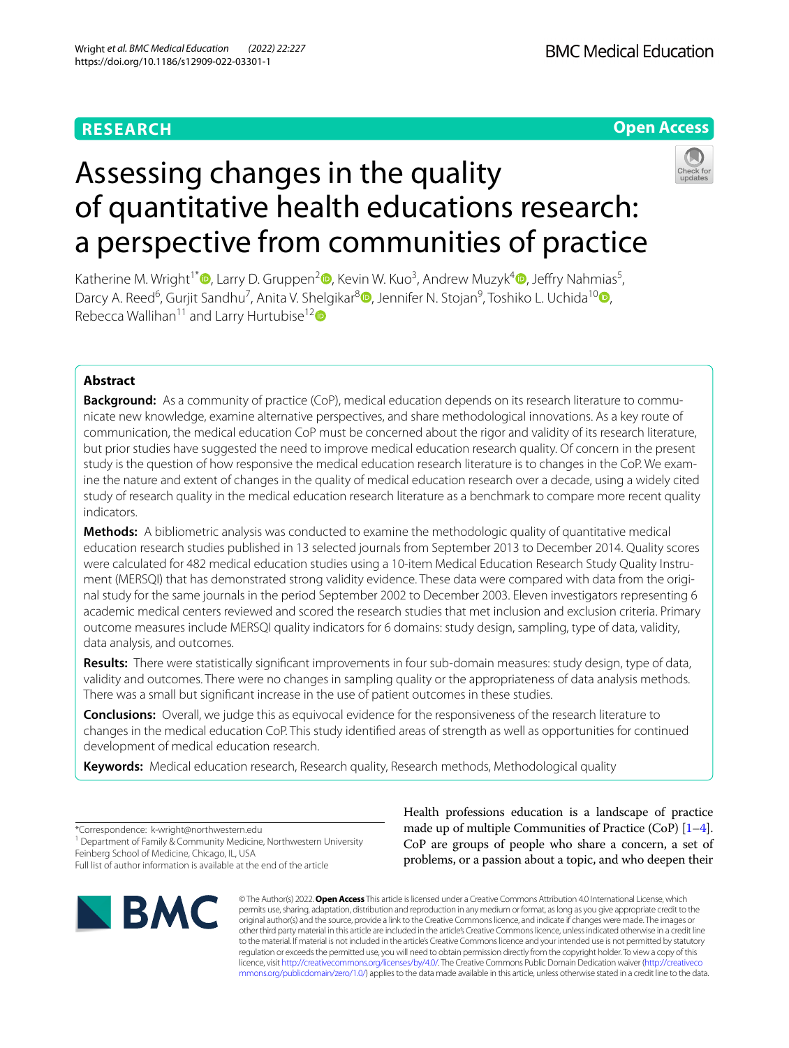**RESEARCH** **Open Access**

# Assessing changes in the quality of quantitative health educations research: a perspective from communities of practice

Katherine M. Wright[1*], Larry D. Gruppen[2], Kevin W. Kuo[3], Andrew Muzyk[4], Jeffry Nahmias[5], Darcy A. Reed[6], Gurjit Sandhu[7], Anita V. Shelgikar[8], Jennifer N. Stojan[9], Toshiko L. Uchida[10], Rebecca Wallihan[11] and Larry Hurtubise[12]

## Abstract

**Background:** As a community of practice (CoP), medical education depends on its research literature to communicate new knowledge, examine alternative perspectives, and share methodological innovations. As a key route of communication, the medical education CoP must be concerned about the rigor and validity of its research literature, but prior studies have suggested the need to improve medical education research quality. Of concern in the present study is the question of how responsive the medical education research literature is to changes in the CoP. We examine the nature and extent of changes in the quality of medical education research over a decade, using a widely cited study of research quality in the medical education research literature as a benchmark to compare more recent quality indicators.

**Methods:** A bibliometric analysis was conducted to examine the methodologic quality of quantitative medical education research studies published in 13 selected journals from September 2013 to December 2014. Quality scores were calculated for 482 medical education studies using a 10-item Medical Education Research Study Quality Instrument (MERSQI) that has demonstrated strong validity evidence. These data were compared with data from the original study for the same journals in the period September 2002 to December 2003. Eleven investigators representing 6 academic medical centers reviewed and scored the research studies that met inclusion and exclusion criteria. Primary outcome measures include MERSQI quality indicators for 6 domains: study design, sampling, type of data, validity, data analysis, and outcomes.

**Results:** There were statistically significant improvements in four sub-domain measures: study design, type of data, validity and outcomes. There were no changes in sampling quality or the appropriateness of data analysis methods. There was a small but significant increase in the use of patient outcomes in these studies.

**Conclusions:** Overall, we judge this as equivocal evidence for the responsiveness of the research literature to changes in the medical education CoP. This study identified areas of strength as well as opportunities for continued development of medical education research.

**Keywords:** Medical education research, Research quality, Research methods, Methodological quality

*Correspondence: k-wright@northwestern.edu
[1] Department of Family & Community Medicine, Northwestern University Feinberg School of Medicine, Chicago, IL, USA
Full list of author information is available at the end of the article

Health professions education is a landscape of practice made up of multiple Communities of Practice (CoP) [1–4]. CoP are groups of people who share a concern, a set of problems, or a passion about a topic, and who deepen their

© The Author(s) 2022. **Open Access** This article is licensed under a Creative Commons Attribution 4.0 International License, which permits use, sharing, adaptation, distribution and reproduction in any medium or format, as long as you give appropriate credit to the original author(s) and the source, provide a link to the Creative Commons licence, and indicate if changes were made. The images or other third party material in this article are included in the article's Creative Commons licence, unless indicated otherwise in a credit line to the material. If material is not included in the article's Creative Commons licence and your intended use is not permitted by statutory regulation or exceeds the permitted use, you will need to obtain permission directly from the copyright holder. To view a copy of this licence, visit http://creativecommons.org/licenses/by/4.0/. The Creative Commons Public Domain Dedication waiver (http://creativecommons.org/publicdomain/zero/1.0/) applies to the data made available in this article, unless otherwise stated in a credit line to the data.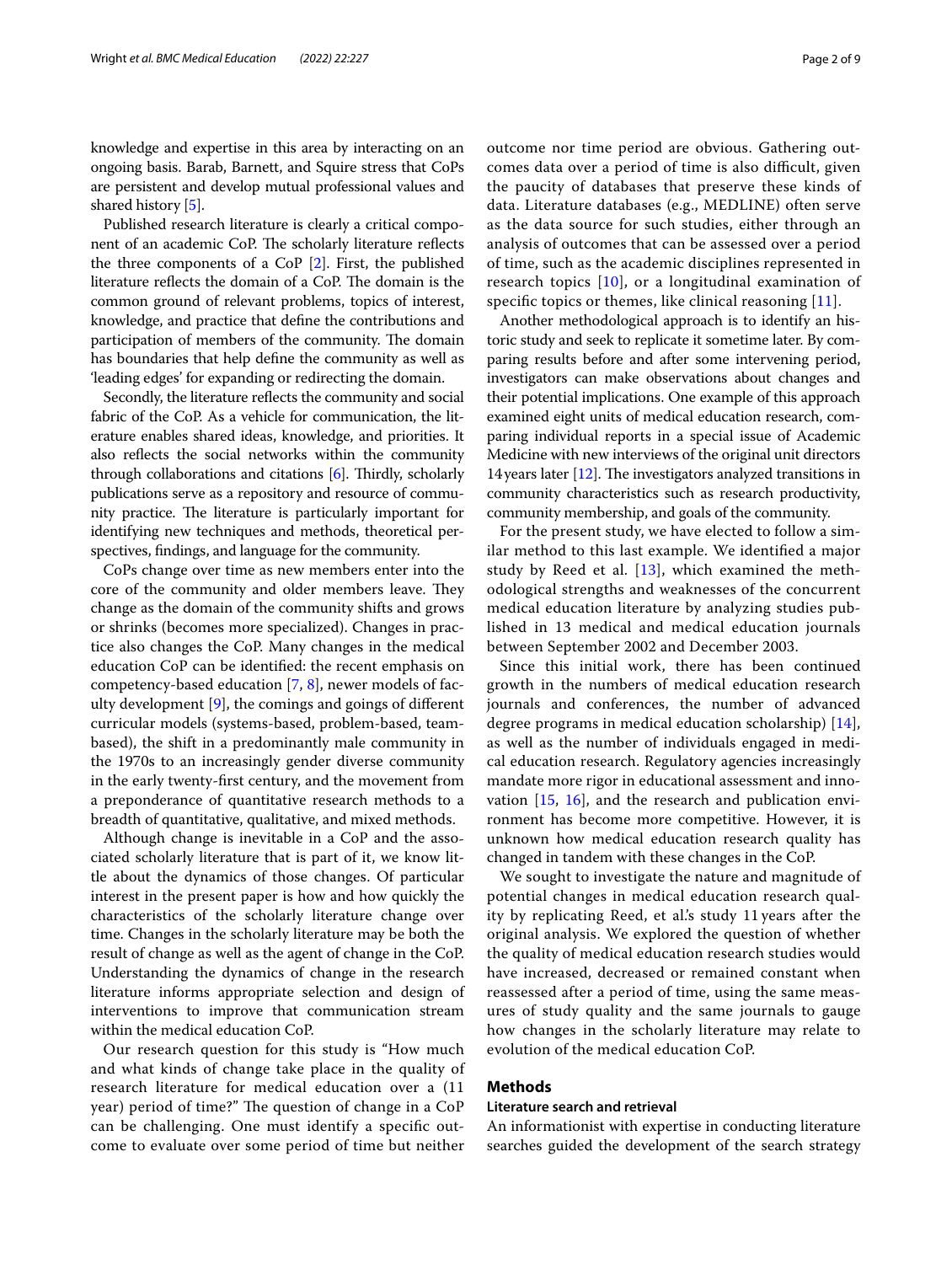knowledge and expertise in this area by interacting on an ongoing basis. Barab, Barnett, and Squire stress that CoPs are persistent and develop mutual professional values and shared history [5].

Published research literature is clearly a critical component of an academic CoP. The scholarly literature reflects the three components of a CoP [2]. First, the published literature reflects the domain of a CoP. The domain is the common ground of relevant problems, topics of interest, knowledge, and practice that define the contributions and participation of members of the community. The domain has boundaries that help define the community as well as 'leading edges' for expanding or redirecting the domain.

Secondly, the literature reflects the community and social fabric of the CoP. As a vehicle for communication, the literature enables shared ideas, knowledge, and priorities. It also reflects the social networks within the community through collaborations and citations [6]. Thirdly, scholarly publications serve as a repository and resource of community practice. The literature is particularly important for identifying new techniques and methods, theoretical perspectives, findings, and language for the community.

CoPs change over time as new members enter into the core of the community and older members leave. They change as the domain of the community shifts and grows or shrinks (becomes more specialized). Changes in practice also changes the CoP. Many changes in the medical education CoP can be identified: the recent emphasis on competency-based education [7, 8], newer models of faculty development [9], the comings and goings of different curricular models (systems-based, problem-based, team-based), the shift in a predominantly male community in the 1970s to an increasingly gender diverse community in the early twenty-first century, and the movement from a preponderance of quantitative research methods to a breadth of quantitative, qualitative, and mixed methods.

Although change is inevitable in a CoP and the associated scholarly literature that is part of it, we know little about the dynamics of those changes. Of particular interest in the present paper is how and how quickly the characteristics of the scholarly literature change over time. Changes in the scholarly literature may be both the result of change as well as the agent of change in the CoP. Understanding the dynamics of change in the research literature informs appropriate selection and design of interventions to improve that communication stream within the medical education CoP.

Our research question for this study is "How much and what kinds of change take place in the quality of research literature for medical education over a (11 year) period of time?" The question of change in a CoP can be challenging. One must identify a specific outcome to evaluate over some period of time but neither outcome nor time period are obvious. Gathering outcomes data over a period of time is also difficult, given the paucity of databases that preserve these kinds of data. Literature databases (e.g., MEDLINE) often serve as the data source for such studies, either through an analysis of outcomes that can be assessed over a period of time, such as the academic disciplines represented in research topics [10], or a longitudinal examination of specific topics or themes, like clinical reasoning [11].

Another methodological approach is to identify an historic study and seek to replicate it sometime later. By comparing results before and after some intervening period, investigators can make observations about changes and their potential implications. One example of this approach examined eight units of medical education research, comparing individual reports in a special issue of Academic Medicine with new interviews of the original unit directors 14 years later [12]. The investigators analyzed transitions in community characteristics such as research productivity, community membership, and goals of the community.

For the present study, we have elected to follow a similar method to this last example. We identified a major study by Reed et al. [13], which examined the methodological strengths and weaknesses of the concurrent medical education literature by analyzing studies published in 13 medical and medical education journals between September 2002 and December 2003.

Since this initial work, there has been continued growth in the numbers of medical education research journals and conferences, the number of advanced degree programs in medical education scholarship) [14], as well as the number of individuals engaged in medical education research. Regulatory agencies increasingly mandate more rigor in educational assessment and innovation [15, 16], and the research and publication environment has become more competitive. However, it is unknown how medical education research quality has changed in tandem with these changes in the CoP.

We sought to investigate the nature and magnitude of potential changes in medical education research quality by replicating Reed, et al.'s study 11 years after the original analysis. We explored the question of whether the quality of medical education research studies would have increased, decreased or remained constant when reassessed after a period of time, using the same measures of study quality and the same journals to gauge how changes in the scholarly literature may relate to evolution of the medical education CoP.

## Methods

### Literature search and retrieval

An informationist with expertise in conducting literature searches guided the development of the search strategy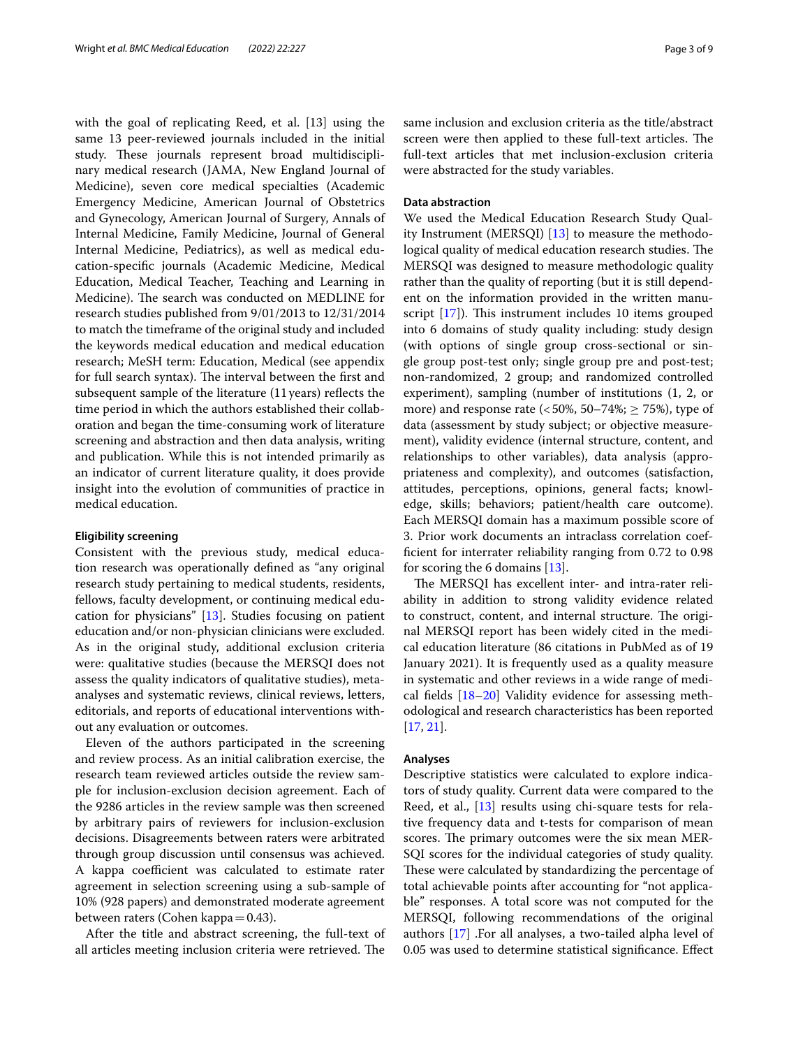with the goal of replicating Reed, et al. [13] using the same 13 peer-reviewed journals included in the initial study. These journals represent broad multidisciplinary medical research (JAMA, New England Journal of Medicine), seven core medical specialties (Academic Emergency Medicine, American Journal of Obstetrics and Gynecology, American Journal of Surgery, Annals of Internal Medicine, Family Medicine, Journal of General Internal Medicine, Pediatrics), as well as medical education-specific journals (Academic Medicine, Medical Education, Medical Teacher, Teaching and Learning in Medicine). The search was conducted on MEDLINE for research studies published from 9/01/2013 to 12/31/2014 to match the timeframe of the original study and included the keywords medical education and medical education research; MeSH term: Education, Medical (see appendix for full search syntax). The interval between the first and subsequent sample of the literature (11 years) reflects the time period in which the authors established their collaboration and began the time-consuming work of literature screening and abstraction and then data analysis, writing and publication. While this is not intended primarily as an indicator of current literature quality, it does provide insight into the evolution of communities of practice in medical education.

### Eligibility screening

Consistent with the previous study, medical education research was operationally defined as "any original research study pertaining to medical students, residents, fellows, faculty development, or continuing medical education for physicians" [13]. Studies focusing on patient education and/or non-physician clinicians were excluded. As in the original study, additional exclusion criteria were: qualitative studies (because the MERSQI does not assess the quality indicators of qualitative studies), meta-analyses and systematic reviews, clinical reviews, letters, editorials, and reports of educational interventions without any evaluation or outcomes.

Eleven of the authors participated in the screening and review process. As an initial calibration exercise, the research team reviewed articles outside the review sample for inclusion-exclusion decision agreement. Each of the 9286 articles in the review sample was then screened by arbitrary pairs of reviewers for inclusion-exclusion decisions. Disagreements between raters were arbitrated through group discussion until consensus was achieved. A kappa coefficient was calculated to estimate rater agreement in selection screening using a sub-sample of 10% (928 papers) and demonstrated moderate agreement between raters (Cohen kappa = 0.43).

After the title and abstract screening, the full-text of all articles meeting inclusion criteria were retrieved. The same inclusion and exclusion criteria as the title/abstract screen were then applied to these full-text articles. The full-text articles that met inclusion-exclusion criteria were abstracted for the study variables.

### Data abstraction

We used the Medical Education Research Study Quality Instrument (MERSQI) [13] to measure the methodological quality of medical education research studies. The MERSQI was designed to measure methodologic quality rather than the quality of reporting (but it is still dependent on the information provided in the written manuscript [17]). This instrument includes 10 items grouped into 6 domains of study quality including: study design (with options of single group cross-sectional or single group post-test only; single group pre and post-test; non-randomized, 2 group; and randomized controlled experiment), sampling (number of institutions (1, 2, or more) and response rate (< 50%, 50–74%; ≥ 75%), type of data (assessment by study subject; or objective measurement), validity evidence (internal structure, content, and relationships to other variables), data analysis (appropriateness and complexity), and outcomes (satisfaction, attitudes, perceptions, opinions, general facts; knowledge, skills; behaviors; patient/health care outcome). Each MERSQI domain has a maximum possible score of 3. Prior work documents an intraclass correlation coefficient for interrater reliability ranging from 0.72 to 0.98 for scoring the 6 domains [13].

The MERSQI has excellent inter- and intra-rater reliability in addition to strong validity evidence related to construct, content, and internal structure. The original MERSQI report has been widely cited in the medical education literature (86 citations in PubMed as of 19 January 2021). It is frequently used as a quality measure in systematic and other reviews in a wide range of medical fields [18–20] Validity evidence for assessing methodological and research characteristics has been reported [17, 21].

### Analyses

Descriptive statistics were calculated to explore indicators of study quality. Current data were compared to the Reed, et al., [13] results using chi-square tests for relative frequency data and t-tests for comparison of mean scores. The primary outcomes were the six mean MERSQI scores for the individual categories of study quality. These were calculated by standardizing the percentage of total achievable points after accounting for "not applicable" responses. A total score was not computed for the MERSQI, following recommendations of the original authors [17] .For all analyses, a two-tailed alpha level of 0.05 was used to determine statistical significance. Effect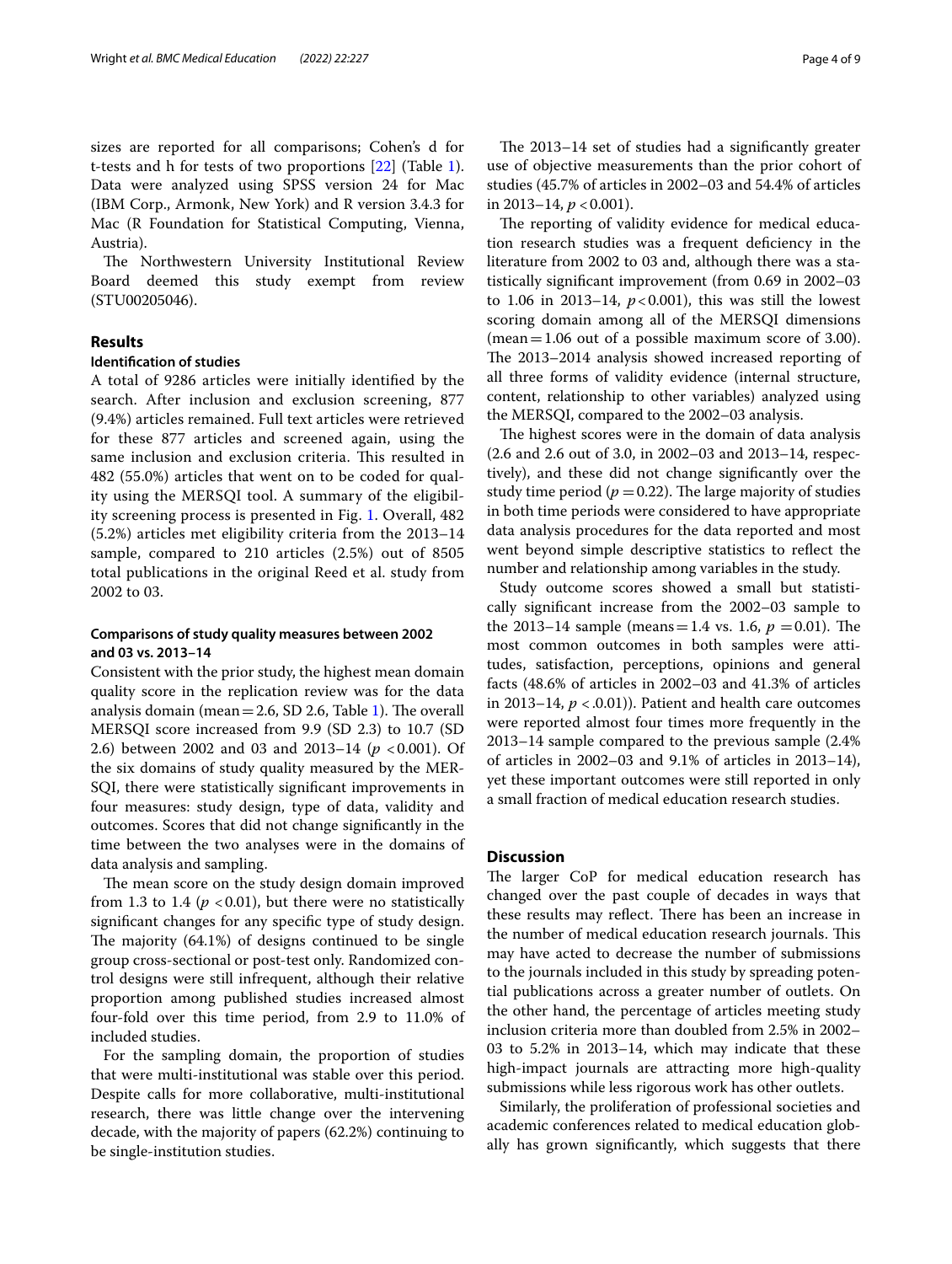sizes are reported for all comparisons; Cohen's d for t-tests and h for tests of two proportions [22] (Table 1). Data were analyzed using SPSS version 24 for Mac (IBM Corp., Armonk, New York) and R version 3.4.3 for Mac (R Foundation for Statistical Computing, Vienna, Austria).

The Northwestern University Institutional Review Board deemed this study exempt from review (STU00205046).

## Results

### Identification of studies

A total of 9286 articles were initially identified by the search. After inclusion and exclusion screening, 877 (9.4%) articles remained. Full text articles were retrieved for these 877 articles and screened again, using the same inclusion and exclusion criteria. This resulted in 482 (55.0%) articles that went on to be coded for quality using the MERSQI tool. A summary of the eligibility screening process is presented in Fig. 1. Overall, 482 (5.2%) articles met eligibility criteria from the 2013–14 sample, compared to 210 articles (2.5%) out of 8505 total publications in the original Reed et al. study from 2002 to 03.

### Comparisons of study quality measures between 2002 and 03 vs. 2013–14

Consistent with the prior study, the highest mean domain quality score in the replication review was for the data analysis domain (mean = 2.6, SD 2.6, Table 1). The overall MERSQI score increased from 9.9 (SD 2.3) to 10.7 (SD 2.6) between 2002 and 03 and 2013–14 ($p < 0.001$). Of the six domains of study quality measured by the MERSQI, there were statistically significant improvements in four measures: study design, type of data, validity and outcomes. Scores that did not change significantly in the time between the two analyses were in the domains of data analysis and sampling.

The mean score on the study design domain improved from 1.3 to 1.4 ($p < 0.01$), but there were no statistically significant changes for any specific type of study design. The majority (64.1%) of designs continued to be single group cross-sectional or post-test only. Randomized control designs were still infrequent, although their relative proportion among published studies increased almost four-fold over this time period, from 2.9 to 11.0% of included studies.

For the sampling domain, the proportion of studies that were multi-institutional was stable over this period. Despite calls for more collaborative, multi-institutional research, there was little change over the intervening decade, with the majority of papers (62.2%) continuing to be single-institution studies.

The 2013–14 set of studies had a significantly greater use of objective measurements than the prior cohort of studies (45.7% of articles in 2002–03 and 54.4% of articles in 2013–14, $p < 0.001$).

The reporting of validity evidence for medical education research studies was a frequent deficiency in the literature from 2002 to 03 and, although there was a statistically significant improvement (from 0.69 in 2002–03 to 1.06 in 2013–14, $p < 0.001$), this was still the lowest scoring domain among all of the MERSQI dimensions (mean = 1.06 out of a possible maximum score of 3.00). The 2013–2014 analysis showed increased reporting of all three forms of validity evidence (internal structure, content, relationship to other variables) analyzed using the MERSQI, compared to the 2002–03 analysis.

The highest scores were in the domain of data analysis (2.6 and 2.6 out of 3.0, in 2002–03 and 2013–14, respectively), and these did not change significantly over the study time period ($p = 0.22$). The large majority of studies in both time periods were considered to have appropriate data analysis procedures for the data reported and most went beyond simple descriptive statistics to reflect the number and relationship among variables in the study.

Study outcome scores showed a small but statistically significant increase from the 2002–03 sample to the 2013–14 sample (means = 1.4 vs. 1.6, $p = 0.01$). The most common outcomes in both samples were attitudes, satisfaction, perceptions, opinions and general facts (48.6% of articles in 2002–03 and 41.3% of articles in 2013–14, $p < .0.01$)). Patient and health care outcomes were reported almost four times more frequently in the 2013–14 sample compared to the previous sample (2.4% of articles in 2002–03 and 9.1% of articles in 2013–14), yet these important outcomes were still reported in only a small fraction of medical education research studies.

## Discussion

The larger CoP for medical education research has changed over the past couple of decades in ways that these results may reflect. There has been an increase in the number of medical education research journals. This may have acted to decrease the number of submissions to the journals included in this study by spreading potential publications across a greater number of outlets. On the other hand, the percentage of articles meeting study inclusion criteria more than doubled from 2.5% in 2002–03 to 5.2% in 2013–14, which may indicate that these high-impact journals are attracting more high-quality submissions while less rigorous work has other outlets.

Similarly, the proliferation of professional societies and academic conferences related to medical education globally has grown significantly, which suggests that there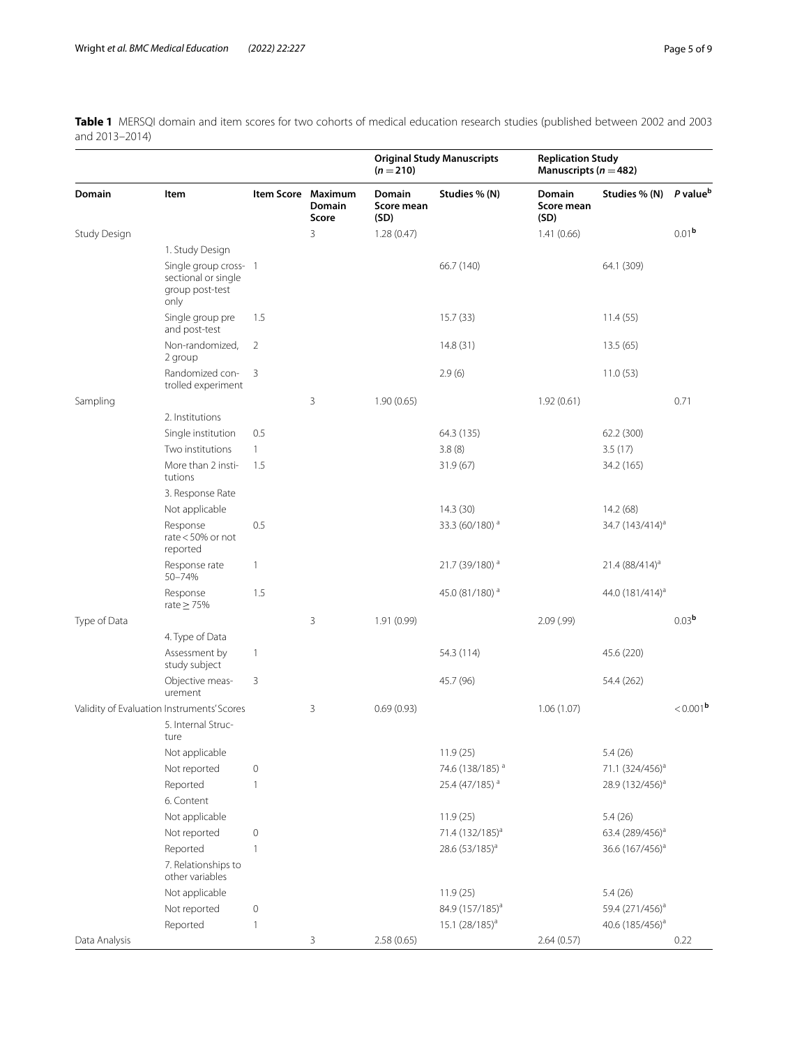**Table 1** MERSQI domain and item scores for two cohorts of medical education research studies (published between 2002 and 2003 and 2013–2014)

| | | | | Original Study Manuscripts ($n = 210$) | | Replication Study Manuscripts ($n = 482$) | | |
|---|---|---|---|---|---|---|---|---|
| **Domain** | **Item** | **Item Score** | **Maximum Domain Score** | **Domain Score mean (SD)** | **Studies % (N)** | **Domain Score mean (SD)** | **Studies % (N)** | ***P* value[b]** |
| Study Design | | | 3 | 1.28 (0.47) | | 1.41 (0.66) | | 0.01[b] |
| | 1. Study Design | | | | | | | |
| | Single group cross-sectional or single group post-test only | 1 | | | 66.7 (140) | | 64.1 (309) | |
| | Single group pre and post-test | 1.5 | | | 15.7 (33) | | 11.4 (55) | |
| | Non-randomized, 2 group | 2 | | | 14.8 (31) | | 13.5 (65) | |
| | Randomized controlled experiment | 3 | | | 2.9 (6) | | 11.0 (53) | |
| Sampling | | | 3 | 1.90 (0.65) | | 1.92 (0.61) | | 0.71 |
| | 2. Institutions | | | | | | | |
| | Single institution | 0.5 | | | 64.3 (135) | | 62.2 (300) | |
| | Two institutions | 1 | | | 3.8 (8) | | 3.5 (17) | |
| | More than 2 institutions | 1.5 | | | 31.9 (67) | | 34.2 (165) | |
| | 3. Response Rate | | | | | | | |
| | Not applicable | | | | 14.3 (30) | | 14.2 (68) | |
| | Response rate < 50% or not reported | 0.5 | | | 33.3 (60/180) [a] | | 34.7 (143/414)[a] | |
| | Response rate 50–74% | 1 | | | 21.7 (39/180) [a] | | 21.4 (88/414)[a] | |
| | Response rate ≥ 75% | 1.5 | | | 45.0 (81/180) [a] | | 44.0 (181/414)[a] | |
| Type of Data | | | 3 | 1.91 (0.99) | | 2.09 (.99) | | 0.03[b] |
| | 4. Type of Data | | | | | | | |
| | Assessment by study subject | 1 | | | 54.3 (114) | | 45.6 (220) | |
| | Objective measurement | 3 | | | 45.7 (96) | | 54.4 (262) | |
| Validity of Evaluation Instruments' Scores | | | 3 | 0.69 (0.93) | | 1.06 (1.07) | | < 0.001[b] |
| | 5. Internal Structure | | | | | | | |
| | Not applicable | | | | 11.9 (25) | | 5.4 (26) | |
| | Not reported | 0 | | | 74.6 (138/185) [a] | | 71.1 (324/456)[a] | |
| | Reported | 1 | | | 25.4 (47/185) [a] | | 28.9 (132/456)[a] | |
| | 6. Content | | | | | | | |
| | Not applicable | | | | 11.9 (25) | | 5.4 (26) | |
| | Not reported | 0 | | | 71.4 (132/185)[a] | | 63.4 (289/456)[a] | |
| | Reported | 1 | | | 28.6 (53/185)[a] | | 36.6 (167/456)[a] | |
| | 7. Relationships to other variables | | | | | | | |
| | Not applicable | | | | 11.9 (25) | | 5.4 (26) | |
| | Not reported | 0 | | | 84.9 (157/185)[a] | | 59.4 (271/456)[a] | |
| | Reported | 1 | | | 15.1 (28/185)[a] | | 40.6 (185/456)[a] | |
| Data Analysis | | | 3 | 2.58 (0.65) | | 2.64 (0.57) | | 0.22 |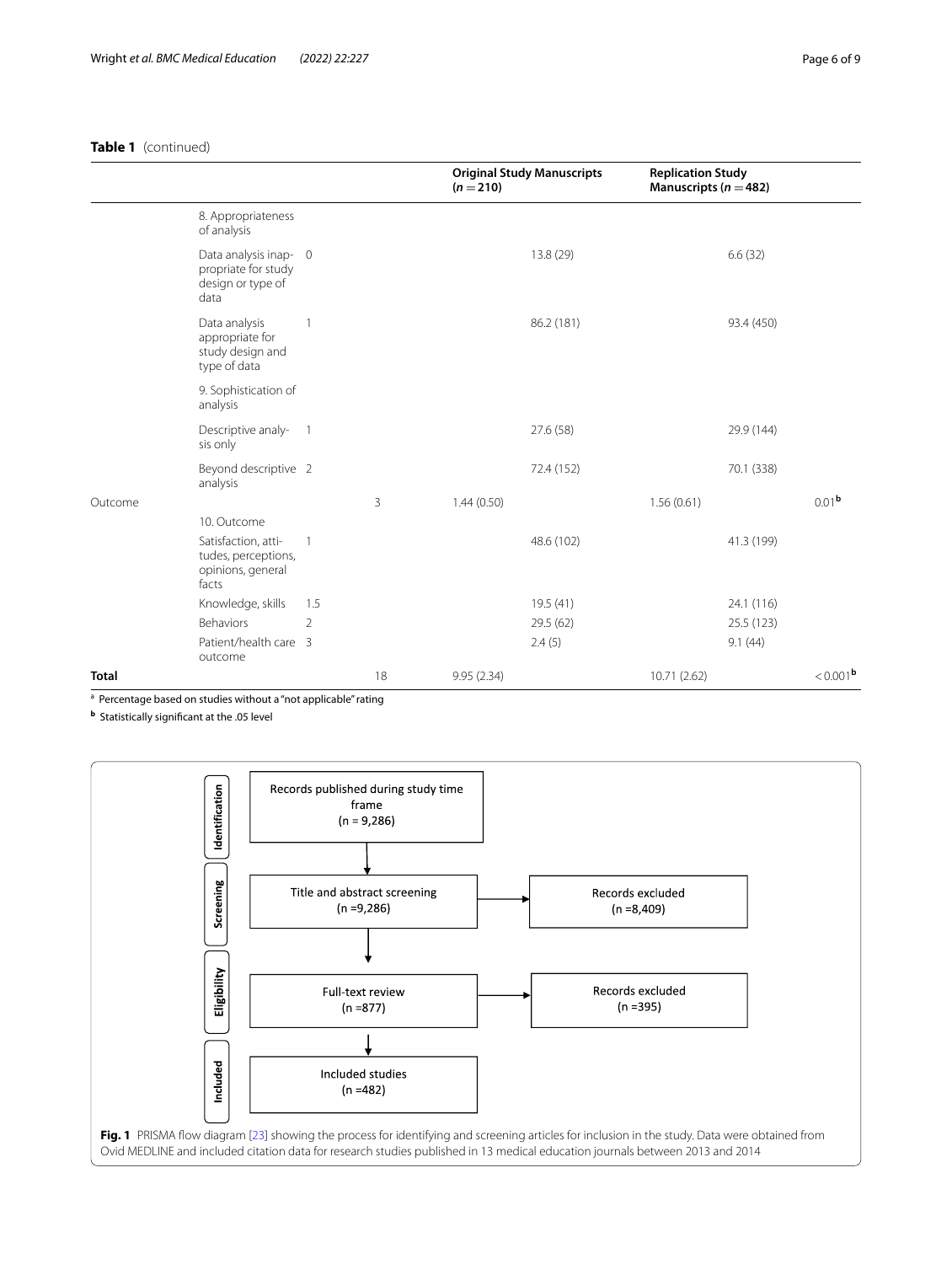**Table 1** (continued)

| | | | | Original Study Manuscripts ($n = 210$) | Replication Study Manuscripts ($n = 482$) | |
|---|---|---|---|---|---|---|
| | 8. Appropriateness of analysis | | | | | |
| | Data analysis inappropriate for study design or type of data | 0 | | 13.8 (29) | 6.6 (32) | |
| | Data analysis appropriate for study design and type of data | 1 | | 86.2 (181) | 93.4 (450) | |
| | 9. Sophistication of analysis | | | | | |
| | Descriptive analysis only | 1 | | 27.6 (58) | 29.9 (144) | |
| | Beyond descriptive analysis | 2 | | 72.4 (152) | 70.1 (338) | |
| Outcome | | | 3 | 1.44 (0.50) | 1.56 (0.61) | 0.01[b] |
| | 10. Outcome | | | | | |
| | Satisfaction, attitudes, perceptions, opinions, general facts | 1 | | 48.6 (102) | 41.3 (199) | |
| | Knowledge, skills | 1.5 | | 19.5 (41) | 24.1 (116) | |
| | Behaviors | 2 | | 29.5 (62) | 25.5 (123) | |
| | Patient/health care outcome | 3 | | 2.4 (5) | 9.1 (44) | |
| **Total** | | | 18 | 9.95 (2.34) | 10.71 (2.62) | < 0.001[b] |

[a] Percentage based on studies without a "not applicable" rating

[b] Statistically significant at the .05 level

Identification: Records published during study time frame (n = 9,286)

Screening: Title and abstract screening (n = 9,286) → Records excluded (n = 8,409)

Eligibility: Full-text review (n = 877) → Records excluded (n = 395)

Included: Included studies (n = 482)

**Fig. 1** PRISMA flow diagram [23] showing the process for identifying and screening articles for inclusion in the study. Data were obtained from Ovid MEDLINE and included citation data for research studies published in 13 medical education journals between 2013 and 2014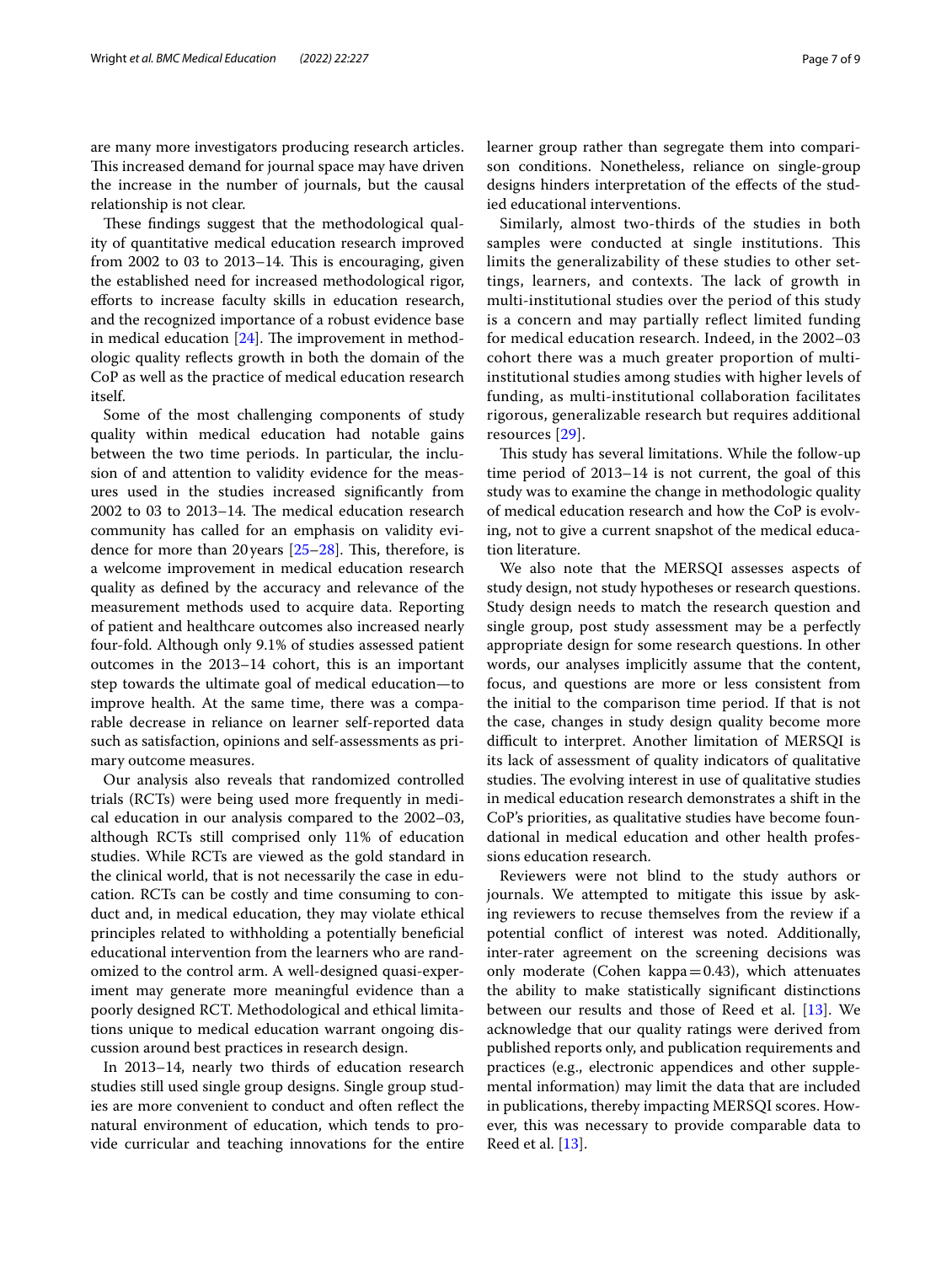are many more investigators producing research articles. This increased demand for journal space may have driven the increase in the number of journals, but the causal relationship is not clear.

These findings suggest that the methodological quality of quantitative medical education research improved from 2002 to 03 to 2013–14. This is encouraging, given the established need for increased methodological rigor, efforts to increase faculty skills in education research, and the recognized importance of a robust evidence base in medical education [24]. The improvement in methodologic quality reflects growth in both the domain of the CoP as well as the practice of medical education research itself.

Some of the most challenging components of study quality within medical education had notable gains between the two time periods. In particular, the inclusion of and attention to validity evidence for the measures used in the studies increased significantly from 2002 to 03 to 2013–14. The medical education research community has called for an emphasis on validity evidence for more than 20 years [25–28]. This, therefore, is a welcome improvement in medical education research quality as defined by the accuracy and relevance of the measurement methods used to acquire data. Reporting of patient and healthcare outcomes also increased nearly four-fold. Although only 9.1% of studies assessed patient outcomes in the 2013–14 cohort, this is an important step towards the ultimate goal of medical education—to improve health. At the same time, there was a comparable decrease in reliance on learner self-reported data such as satisfaction, opinions and self-assessments as primary outcome measures.

Our analysis also reveals that randomized controlled trials (RCTs) were being used more frequently in medical education in our analysis compared to the 2002–03, although RCTs still comprised only 11% of education studies. While RCTs are viewed as the gold standard in the clinical world, that is not necessarily the case in education. RCTs can be costly and time consuming to conduct and, in medical education, they may violate ethical principles related to withholding a potentially beneficial educational intervention from the learners who are randomized to the control arm. A well-designed quasi-experiment may generate more meaningful evidence than a poorly designed RCT. Methodological and ethical limitations unique to medical education warrant ongoing discussion around best practices in research design.

In 2013–14, nearly two thirds of education research studies still used single group designs. Single group studies are more convenient to conduct and often reflect the natural environment of education, which tends to provide curricular and teaching innovations for the entire learner group rather than segregate them into comparison conditions. Nonetheless, reliance on single-group designs hinders interpretation of the effects of the studied educational interventions.

Similarly, almost two-thirds of the studies in both samples were conducted at single institutions. This limits the generalizability of these studies to other settings, learners, and contexts. The lack of growth in multi-institutional studies over the period of this study is a concern and may partially reflect limited funding for medical education research. Indeed, in the 2002–03 cohort there was a much greater proportion of multi-institutional studies among studies with higher levels of funding, as multi-institutional collaboration facilitates rigorous, generalizable research but requires additional resources [29].

This study has several limitations. While the follow-up time period of 2013–14 is not current, the goal of this study was to examine the change in methodologic quality of medical education research and how the CoP is evolving, not to give a current snapshot of the medical education literature.

We also note that the MERSQI assesses aspects of study design, not study hypotheses or research questions. Study design needs to match the research question and single group, post study assessment may be a perfectly appropriate design for some research questions. In other words, our analyses implicitly assume that the content, focus, and questions are more or less consistent from the initial to the comparison time period. If that is not the case, changes in study design quality become more difficult to interpret. Another limitation of MERSQI is its lack of assessment of quality indicators of qualitative studies. The evolving interest in use of qualitative studies in medical education research demonstrates a shift in the CoP's priorities, as qualitative studies have become foundational in medical education and other health professions education research.

Reviewers were not blind to the study authors or journals. We attempted to mitigate this issue by asking reviewers to recuse themselves from the review if a potential conflict of interest was noted. Additionally, inter-rater agreement on the screening decisions was only moderate (Cohen kappa = 0.43), which attenuates the ability to make statistically significant distinctions between our results and those of Reed et al. [13]. We acknowledge that our quality ratings were derived from published reports only, and publication requirements and practices (e.g., electronic appendices and other supplemental information) may limit the data that are included in publications, thereby impacting MERSQI scores. However, this was necessary to provide comparable data to Reed et al. [13].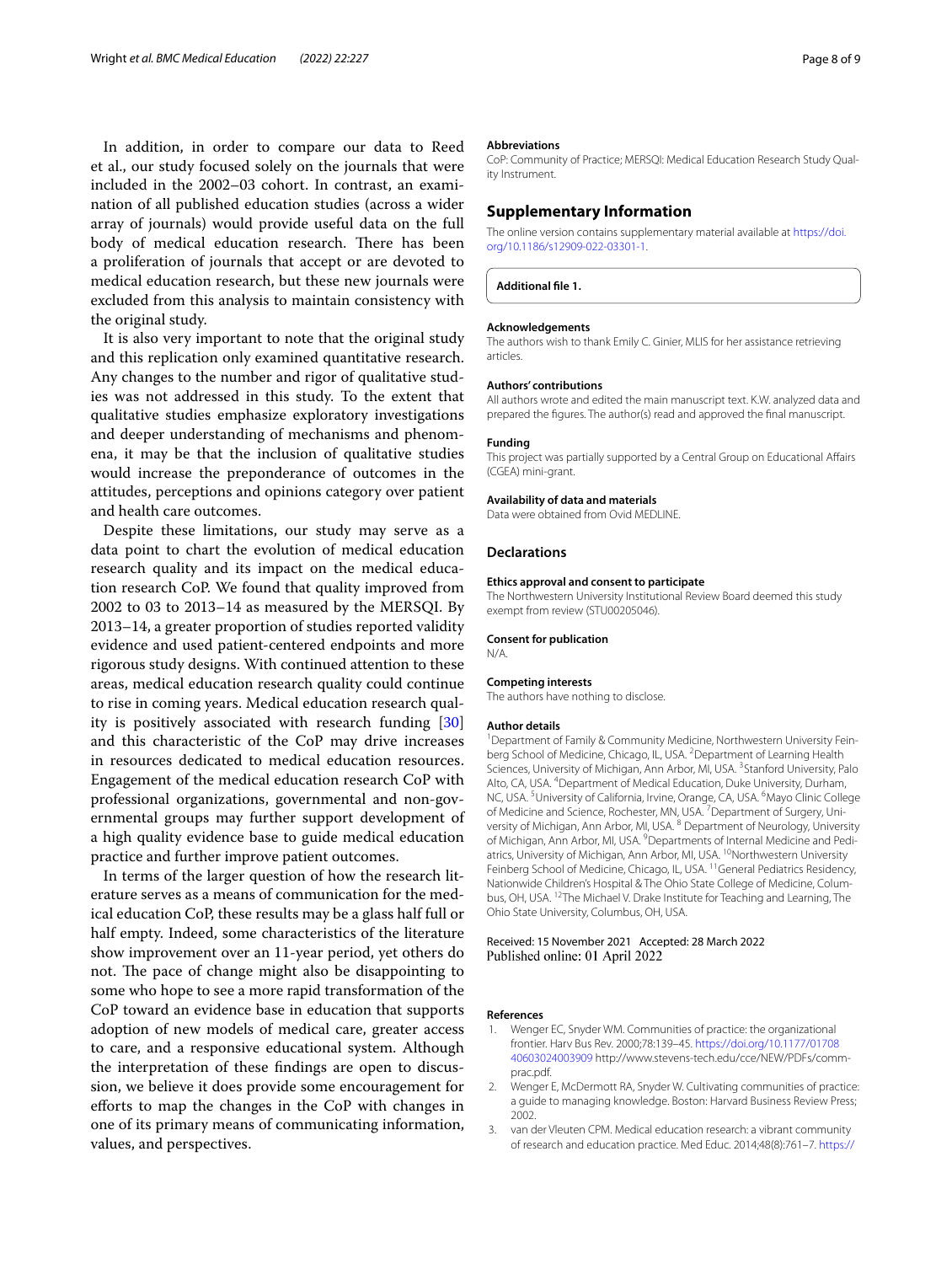In addition, in order to compare our data to Reed et al., our study focused solely on the journals that were included in the 2002–03 cohort. In contrast, an examination of all published education studies (across a wider array of journals) would provide useful data on the full body of medical education research. There has been a proliferation of journals that accept or are devoted to medical education research, but these new journals were excluded from this analysis to maintain consistency with the original study.

It is also very important to note that the original study and this replication only examined quantitative research. Any changes to the number and rigor of qualitative studies was not addressed in this study. To the extent that qualitative studies emphasize exploratory investigations and deeper understanding of mechanisms and phenomena, it may be that the inclusion of qualitative studies would increase the preponderance of outcomes in the attitudes, perceptions and opinions category over patient and health care outcomes.

Despite these limitations, our study may serve as a data point to chart the evolution of medical education research quality and its impact on the medical education research CoP. We found that quality improved from 2002 to 03 to 2013–14 as measured by the MERSQI. By 2013–14, a greater proportion of studies reported validity evidence and used patient-centered endpoints and more rigorous study designs. With continued attention to these areas, medical education research quality could continue to rise in coming years. Medical education research quality is positively associated with research funding [30] and this characteristic of the CoP may drive increases in resources dedicated to medical education resources. Engagement of the medical education research CoP with professional organizations, governmental and non-governmental groups may further support development of a high quality evidence base to guide medical education practice and further improve patient outcomes.

In terms of the larger question of how the research literature serves as a means of communication for the medical education CoP, these results may be a glass half full or half empty. Indeed, some characteristics of the literature show improvement over an 11-year period, yet others do not. The pace of change might also be disappointing to some who hope to see a more rapid transformation of the CoP toward an evidence base in education that supports adoption of new models of medical care, greater access to care, and a responsive educational system. Although the interpretation of these findings are open to discussion, we believe it does provide some encouragement for efforts to map the changes in the CoP with changes in one of its primary means of communicating information, values, and perspectives.

### Abbreviations

CoP: Community of Practice; MERSQI: Medical Education Research Study Quality Instrument.

## Supplementary Information

The online version contains supplementary material available at https://doi.org/10.1186/s12909-022-03301-1.

**Additional file 1.**

### Acknowledgements

The authors wish to thank Emily C. Ginier, MLIS for her assistance retrieving articles.

### Authors' contributions

All authors wrote and edited the main manuscript text. K.W. analyzed data and prepared the figures. The author(s) read and approved the final manuscript.

### Funding

This project was partially supported by a Central Group on Educational Affairs (CGEA) mini-grant.

### Availability of data and materials

Data were obtained from Ovid MEDLINE.

## Declarations

### Ethics approval and consent to participate

The Northwestern University Institutional Review Board deemed this study exempt from review (STU00205046).

### Consent for publication

N/A.

### Competing interests

The authors have nothing to disclose.

### Author details

[1]Department of Family & Community Medicine, Northwestern University Feinberg School of Medicine, Chicago, IL, USA. [2]Department of Learning Health Sciences, University of Michigan, Ann Arbor, MI, USA. [3]Stanford University, Palo Alto, CA, USA. [4]Department of Medical Education, Duke University, Durham, NC, USA. [5]University of California, Irvine, Orange, CA, USA. [6]Mayo Clinic College of Medicine and Science, Rochester, MN, USA. [7]Department of Surgery, University of Michigan, Ann Arbor, MI, USA. [8] Department of Neurology, University of Michigan, Ann Arbor, MI, USA. [9]Departments of Internal Medicine and Pediatrics, University of Michigan, Ann Arbor, MI, USA. [10]Northwestern University Feinberg School of Medicine, Chicago, IL, USA. [11]General Pediatrics Residency, Nationwide Children's Hospital & The Ohio State College of Medicine, Columbus, OH, USA. [12]The Michael V. Drake Institute for Teaching and Learning, The Ohio State University, Columbus, OH, USA.

Received: 15 November 2021 Accepted: 28 March 2022
Published online: 01 April 2022

### References

1. Wenger EC, Snyder WM. Communities of practice: the organizational frontier. Harv Bus Rev. 2000;78:139–45. https://doi.org/10.1177/0170840603024003909 http://www.stevens-tech.edu/cce/NEW/PDFs/commprac.pdf.
2. Wenger E, McDermott RA, Snyder W. Cultivating communities of practice: a guide to managing knowledge. Boston: Harvard Business Review Press; 2002.
3. van der Vleuten CPM. Medical education research: a vibrant community of research and education practice. Med Educ. 2014;48(8):761–7. https://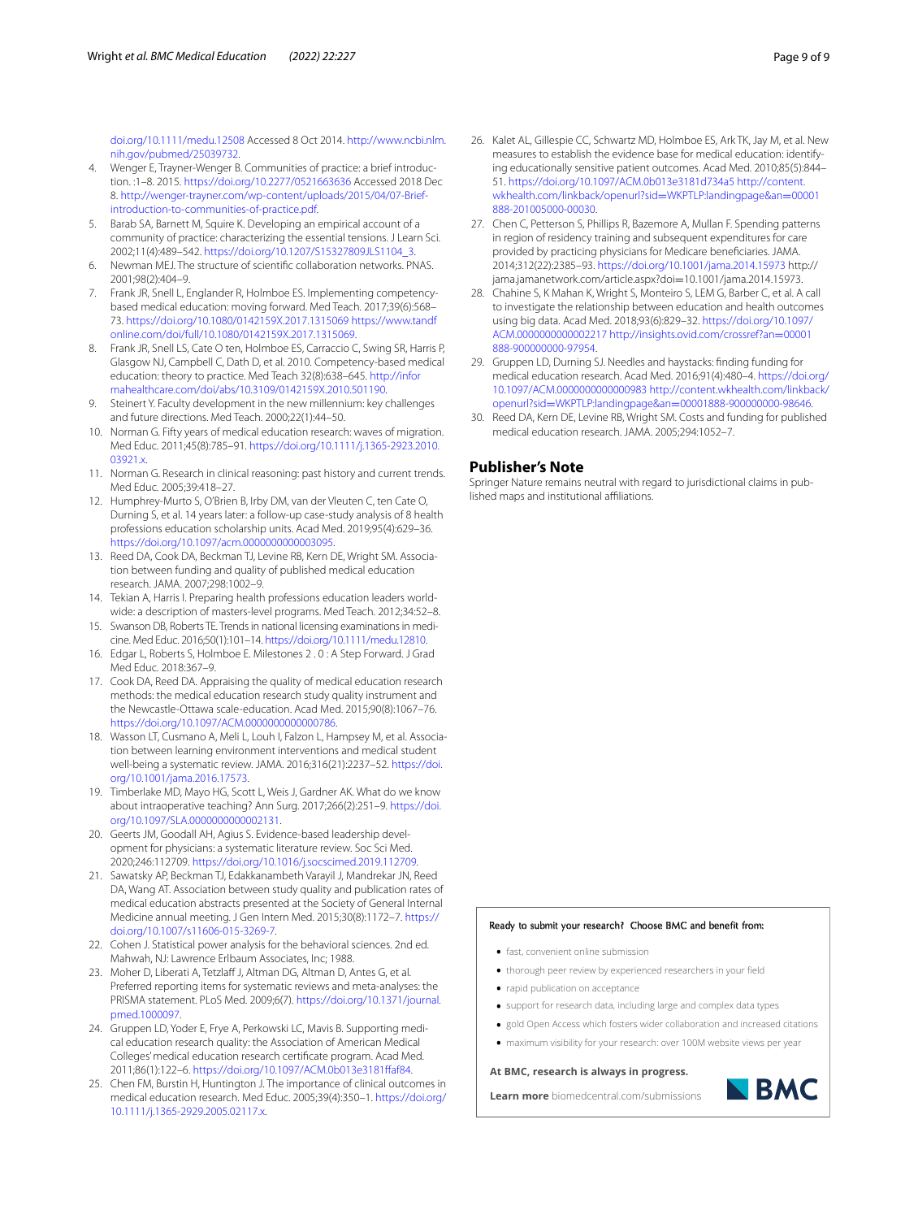doi.org/10.1111/medu.12508 Accessed 8 Oct 2014. http://www.ncbi.nlm.nih.gov/pubmed/25039732.

4. Wenger E, Trayner-Wenger B. Communities of practice: a brief introduction. :1–8. 2015. https://doi.org/10.2277/0521663636 Accessed 2018 Dec 8. http://wenger-trayner.com/wp-content/uploads/2015/04/07-Brief-introduction-to-communities-of-practice.pdf.
5. Barab SA, Barnett M, Squire K. Developing an empirical account of a community of practice: characterizing the essential tensions. J Learn Sci. 2002;11(4):489–542. https://doi.org/10.1207/S15327809JLS1104_3.
6. Newman MEJ. The structure of scientific collaboration networks. PNAS. 2001;98(2):404–9.
7. Frank JR, Snell L, Englander R, Holmboe ES. Implementing competency-based medical education: moving forward. Med Teach. 2017;39(6):568–73. https://doi.org/10.1080/0142159X.2017.1315069 https://www.tandfonline.com/doi/full/10.1080/0142159X.2017.1315069.
8. Frank JR, Snell LS, Cate O ten, Holmboe ES, Carraccio C, Swing SR, Harris P, Glasgow NJ, Campbell C, Dath D, et al. 2010. Competency-based medical education: theory to practice. Med Teach 32(8):638–645. http://informahealthcare.com/doi/abs/10.3109/0142159X.2010.501190.
9. Steinert Y. Faculty development in the new millennium: key challenges and future directions. Med Teach. 2000;22(1):44–50.
10. Norman G. Fifty years of medical education research: waves of migration. Med Educ. 2011;45(8):785–91. https://doi.org/10.1111/j.1365-2923.2010.03921.x.
11. Norman G. Research in clinical reasoning: past history and current trends. Med Educ. 2005;39:418–27.
12. Humphrey-Murto S, O'Brien B, Irby DM, van der Vleuten C, ten Cate O, Durning S, et al. 14 years later: a follow-up case-study analysis of 8 health professions education scholarship units. Acad Med. 2019;95(4):629–36. https://doi.org/10.1097/acm.0000000000003095.
13. Reed DA, Cook DA, Beckman TJ, Levine RB, Kern DE, Wright SM. Association between funding and quality of published medical education research. JAMA. 2007;298:1002–9.
14. Tekian A, Harris I. Preparing health professions education leaders worldwide: a description of masters-level programs. Med Teach. 2012;34:52–8.
15. Swanson DB, Roberts TE. Trends in national licensing examinations in medicine. Med Educ. 2016;50(1):101–14. https://doi.org/10.1111/medu.12810.
16. Edgar L, Roberts S, Holmboe E. Milestones 2 . 0 : A Step Forward. J Grad Med Educ. 2018:367–9.
17. Cook DA, Reed DA. Appraising the quality of medical education research methods: the medical education research study quality instrument and the Newcastle-Ottawa scale-education. Acad Med. 2015;90(8):1067–76. https://doi.org/10.1097/ACM.0000000000000786.
18. Wasson LT, Cusmano A, Meli L, Louh I, Falzon L, Hampsey M, et al. Association between learning environment interventions and medical student well-being a systematic review. JAMA. 2016;316(21):2237–52. https://doi.org/10.1001/jama.2016.17573.
19. Timberlake MD, Mayo HG, Scott L, Weis J, Gardner AK. What do we know about intraoperative teaching? Ann Surg. 2017;266(2):251–9. https://doi.org/10.1097/SLA.0000000000002131.
20. Geerts JM, Goodall AH, Agius S. Evidence-based leadership development for physicians: a systematic literature review. Soc Sci Med. 2020;246:112709. https://doi.org/10.1016/j.socscimed.2019.112709.
21. Sawatsky AP, Beckman TJ, Edakkanambeth Varayil J, Mandrekar JN, Reed DA, Wang AT. Association between study quality and publication rates of medical education abstracts presented at the Society of General Internal Medicine annual meeting. J Gen Intern Med. 2015;30(8):1172–7. https://doi.org/10.1007/s11606-015-3269-7.
22. Cohen J. Statistical power analysis for the behavioral sciences. 2nd ed. Mahwah, NJ: Lawrence Erlbaum Associates, Inc; 1988.
23. Moher D, Liberati A, Tetzlaff J, Altman DG, Altman D, Antes G, et al. Preferred reporting items for systematic reviews and meta-analyses: the PRISMA statement. PLoS Med. 2009;6(7). https://doi.org/10.1371/journal.pmed.1000097.
24. Gruppen LD, Yoder E, Frye A, Perkowski LC, Mavis B. Supporting medical education research quality: the Association of American Medical Colleges' medical education research certificate program. Acad Med. 2011;86(1):122–6. https://doi.org/10.1097/ACM.0b013e3181ffaf84.
25. Chen FM, Burstin H, Huntington J. The importance of clinical outcomes in medical education research. Med Educ. 2005;39(4):350–1. https://doi.org/10.1111/j.1365-2929.2005.02117.x.
26. Kalet AL, Gillespie CC, Schwartz MD, Holmboe ES, Ark TK, Jay M, et al. New measures to establish the evidence base for medical education: identifying educationally sensitive patient outcomes. Acad Med. 2010;85(5):844–51. https://doi.org/10.1097/ACM.0b013e3181d734a5 http://content.wkhealth.com/linkback/openurl?sid=WKPTLP:landingpage&an=00001888-201005000-00030.
27. Chen C, Petterson S, Phillips R, Bazemore A, Mullan F. Spending patterns in region of residency training and subsequent expenditures for care provided by practicing physicians for Medicare beneficiaries. JAMA. 2014;312(22):2385–93. https://doi.org/10.1001/jama.2014.15973 http://jama.jamanetwork.com/article.aspx?doi=10.1001/jama.2014.15973.
28. Chahine S, K Mahan K, Wright S, Monteiro S, LEM G, Barber C, et al. A call to investigate the relationship between education and health outcomes using big data. Acad Med. 2018;93(6):829–32. https://doi.org/10.1097/ACM.0000000000002217 http://insights.ovid.com/crossref?an=00001888-900000000-97954.
29. Gruppen LD, Durning SJ. Needles and haystacks: finding funding for medical education research. Acad Med. 2016;91(4):480–4. https://doi.org/10.1097/ACM.0000000000000983 http://content.wkhealth.com/linkback/openurl?sid=WKPTLP:landingpage&an=00001888-900000000-98646.
30. Reed DA, Kern DE, Levine RB, Wright SM. Costs and funding for published medical education research. JAMA. 2005;294:1052–7.

## Publisher's Note

Springer Nature remains neutral with regard to jurisdictional claims in published maps and institutional affiliations.

Ready to submit your research? Choose BMC and benefit from:

- fast, convenient online submission
- thorough peer review by experienced researchers in your field
- rapid publication on acceptance
- support for research data, including large and complex data types
- gold Open Access which fosters wider collaboration and increased citations
- maximum visibility for your research: over 100M website views per year

**At BMC, research is always in progress.**

**Learn more** biomedcentral.com/submissions

BMC